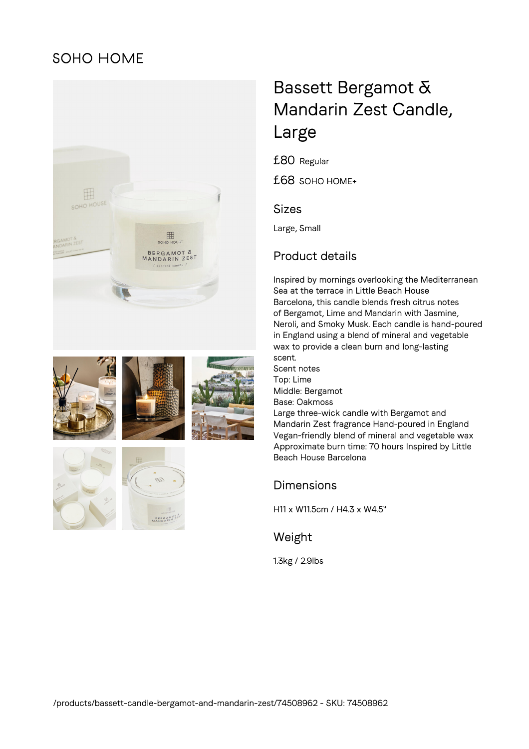SOHO HOME

# Bassett Bergamot & Mandarin Zest Candle, Large

£80 Regular

£68 SOHO HOME+

## Sizes

Large, Small

## Product details

Inspired by mornings overlooking the Mediterranean Sea at the terrace in Little Beach House Barcelona, this candle blends fresh citrus notes of Bergamot, Lime and Mandarin with Jasmine, Neroli, and Smoky Musk. Each candle is hand-poured in England using a blend of mineral and vegetable wax to provide a clean burn and long-lasting scent.
Scent notes
Top: Lime
Middle: Bergamot
Base: Oakmoss
Large three-wick candle with Bergamot and Mandarin Zest fragrance Hand-poured in England Vegan-friendly blend of mineral and vegetable wax Approximate burn time: 70 hours Inspired by Little Beach House Barcelona

## Dimensions

H11 x W11.5cm / H4.3 x W4.5"

## Weight

1.3kg / 2.9lbs

/products/bassett-candle-bergamot-and-mandarin-zest/74508962 - SKU: 74508962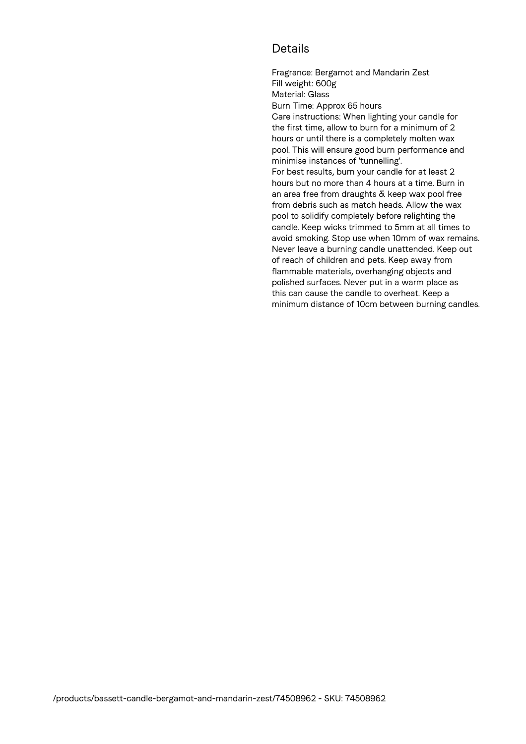## Details

Fragrance: Bergamot and Mandarin Zest
Fill weight: 600g
Material: Glass
Burn Time: Approx 65 hours
Care instructions: When lighting your candle for the first time, allow to burn for a minimum of 2 hours or until there is a completely molten wax pool. This will ensure good burn performance and minimise instances of 'tunnelling'.
For best results, burn your candle for at least 2 hours but no more than 4 hours at a time. Burn in an area free from draughts & keep wax pool free from debris such as match heads. Allow the wax pool to solidify completely before relighting the candle. Keep wicks trimmed to 5mm at all times to avoid smoking. Stop use when 10mm of wax remains. Never leave a burning candle unattended. Keep out of reach of children and pets. Keep away from flammable materials, overhanging objects and polished surfaces. Never put in a warm place as this can cause the candle to overheat. Keep a minimum distance of 10cm between burning candles.

/products/bassett-candle-bergamot-and-mandarin-zest/74508962 - SKU: 74508962